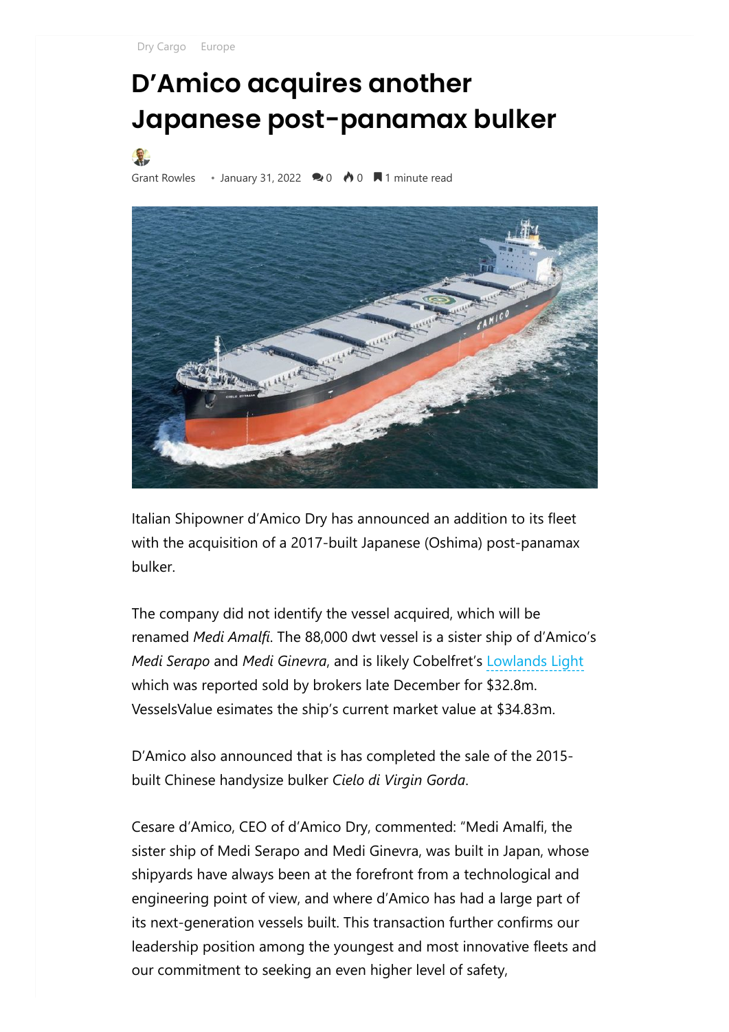Dry Cargo Europe

# D'Amico acquires another Japanese post-panamax bulker

Grant Rowles • January 31, 2022 0 0 1 minute read

Italian Shipowner d'Amico Dry has announced an addition to its fleet with the acquisition of a 2017-built Japanese (Oshima) post-panamax bulker.

The company did not identify the vessel acquired, which will be renamed *Medi Amalfi*. The 88,000 dwt vessel is a sister ship of d'Amico's *Medi Serapo* and *Medi Ginevra*, and is likely Cobelfret's Lowlands Light which was reported sold by brokers late December for $32.8m. VesselsValue esimates the ship's current market value at $34.83m.

D'Amico also announced that is has completed the sale of the 2015-built Chinese handysize bulker *Cielo di Virgin Gorda*.

Cesare d'Amico, CEO of d'Amico Dry, commented: "Medi Amalfi, the sister ship of Medi Serapo and Medi Ginevra, was built in Japan, whose shipyards have always been at the forefront from a technological and engineering point of view, and where d'Amico has had a large part of its next-generation vessels built. This transaction further confirms our leadership position among the youngest and most innovative fleets and our commitment to seeking an even higher level of safety,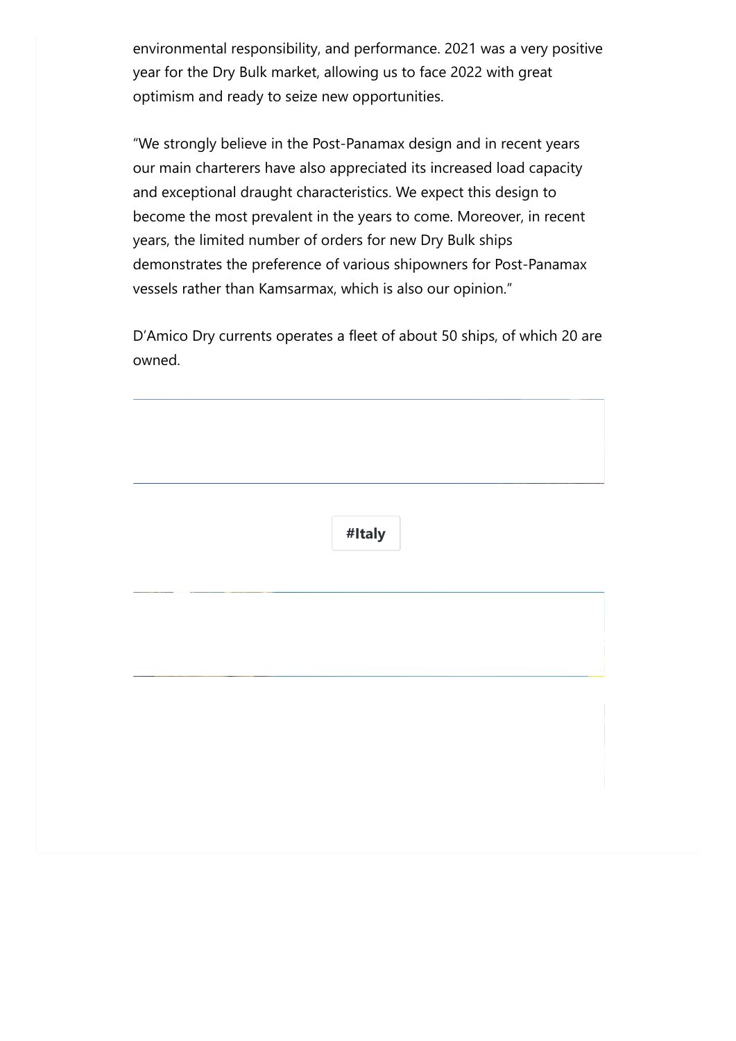environmental responsibility, and performance. 2021 was a very positive year for the Dry Bulk market, allowing us to face 2022 with great optimism and ready to seize new opportunities.

"We strongly believe in the Post-Panamax design and in recent years our main charterers have also appreciated its increased load capacity and exceptional draught characteristics. We expect this design to become the most prevalent in the years to come. Moreover, in recent years, the limited number of orders for new Dry Bulk ships demonstrates the preference of various shipowners for Post-Panamax vessels rather than Kamsarmax, which is also our opinion."

D'Amico Dry currents operates a fleet of about 50 ships, of which 20 are owned.

#Italy